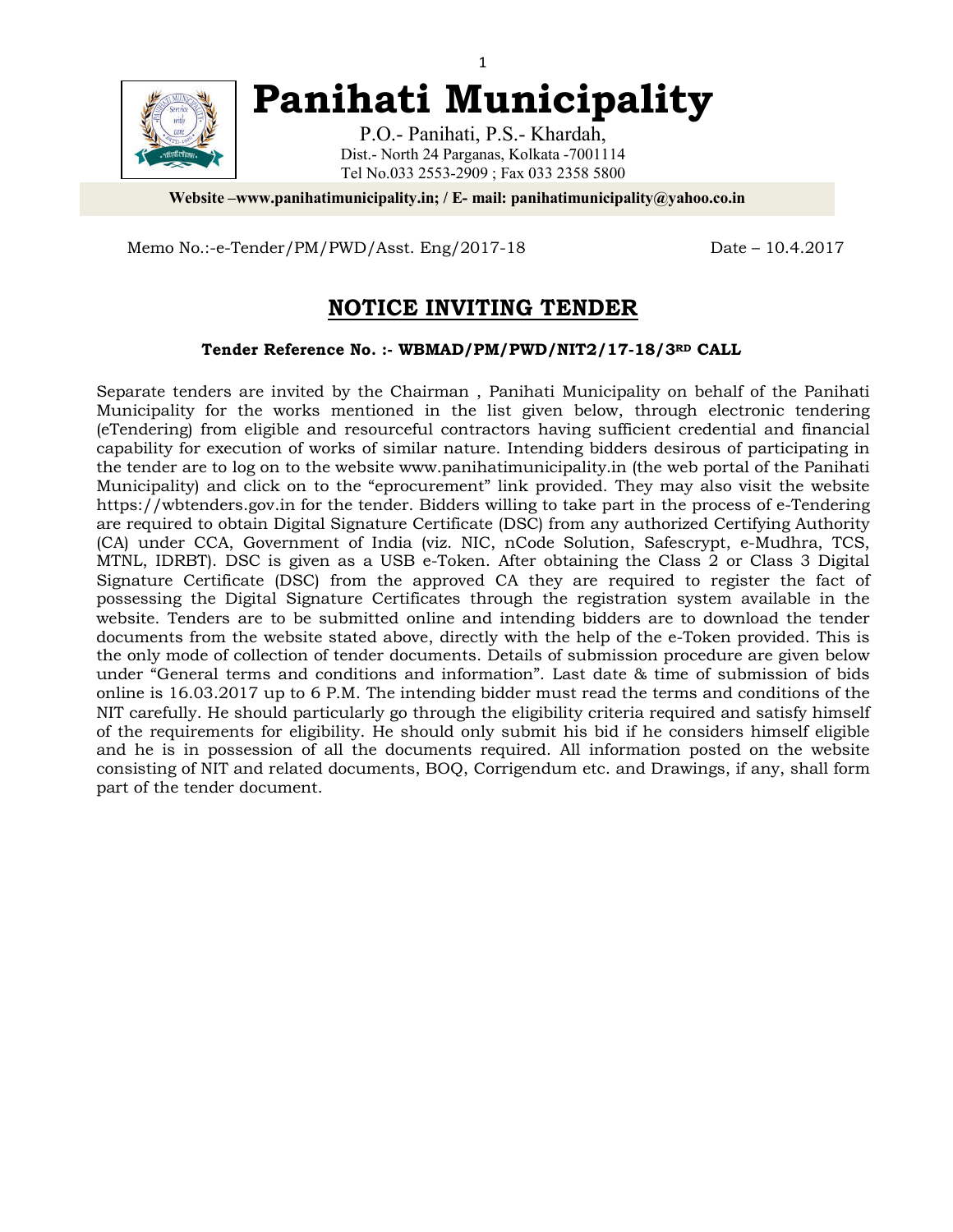# Panihati Municipality

P.O.- Panihati, P.S.- Khardah,
Dist.- North 24 Parganas, Kolkata -7001114
Tel No.033 2553-2909 ; Fax 033 2358 5800

**Website –www.panihatimunicipality.in; / E- mail: panihatimunicipality@yahoo.co.in**

Memo No.:-e-Tender/PM/PWD/Asst. Eng/2017-18 Date – 10.4.2017

## NOTICE INVITING TENDER

**Tender Reference No. :- WBMAD/PM/PWD/NIT2/17-18/3RD CALL**

Separate tenders are invited by the Chairman , Panihati Municipality on behalf of the Panihati Municipality for the works mentioned in the list given below, through electronic tendering (eTendering) from eligible and resourceful contractors having sufficient credential and financial capability for execution of works of similar nature. Intending bidders desirous of participating in the tender are to log on to the website www.panihatimunicipality.in (the web portal of the Panihati Municipality) and click on to the "eprocurement" link provided. They may also visit the website https://wbtenders.gov.in for the tender. Bidders willing to take part in the process of e-Tendering are required to obtain Digital Signature Certificate (DSC) from any authorized Certifying Authority (CA) under CCA, Government of India (viz. NIC, nCode Solution, Safescrypt, e-Mudhra, TCS, MTNL, IDRBT). DSC is given as a USB e-Token. After obtaining the Class 2 or Class 3 Digital Signature Certificate (DSC) from the approved CA they are required to register the fact of possessing the Digital Signature Certificates through the registration system available in the website. Tenders are to be submitted online and intending bidders are to download the tender documents from the website stated above, directly with the help of the e-Token provided. This is the only mode of collection of tender documents. Details of submission procedure are given below under "General terms and conditions and information". Last date & time of submission of bids online is 16.03.2017 up to 6 P.M. The intending bidder must read the terms and conditions of the NIT carefully. He should particularly go through the eligibility criteria required and satisfy himself of the requirements for eligibility. He should only submit his bid if he considers himself eligible and he is in possession of all the documents required. All information posted on the website consisting of NIT and related documents, BOQ, Corrigendum etc. and Drawings, if any, shall form part of the tender document.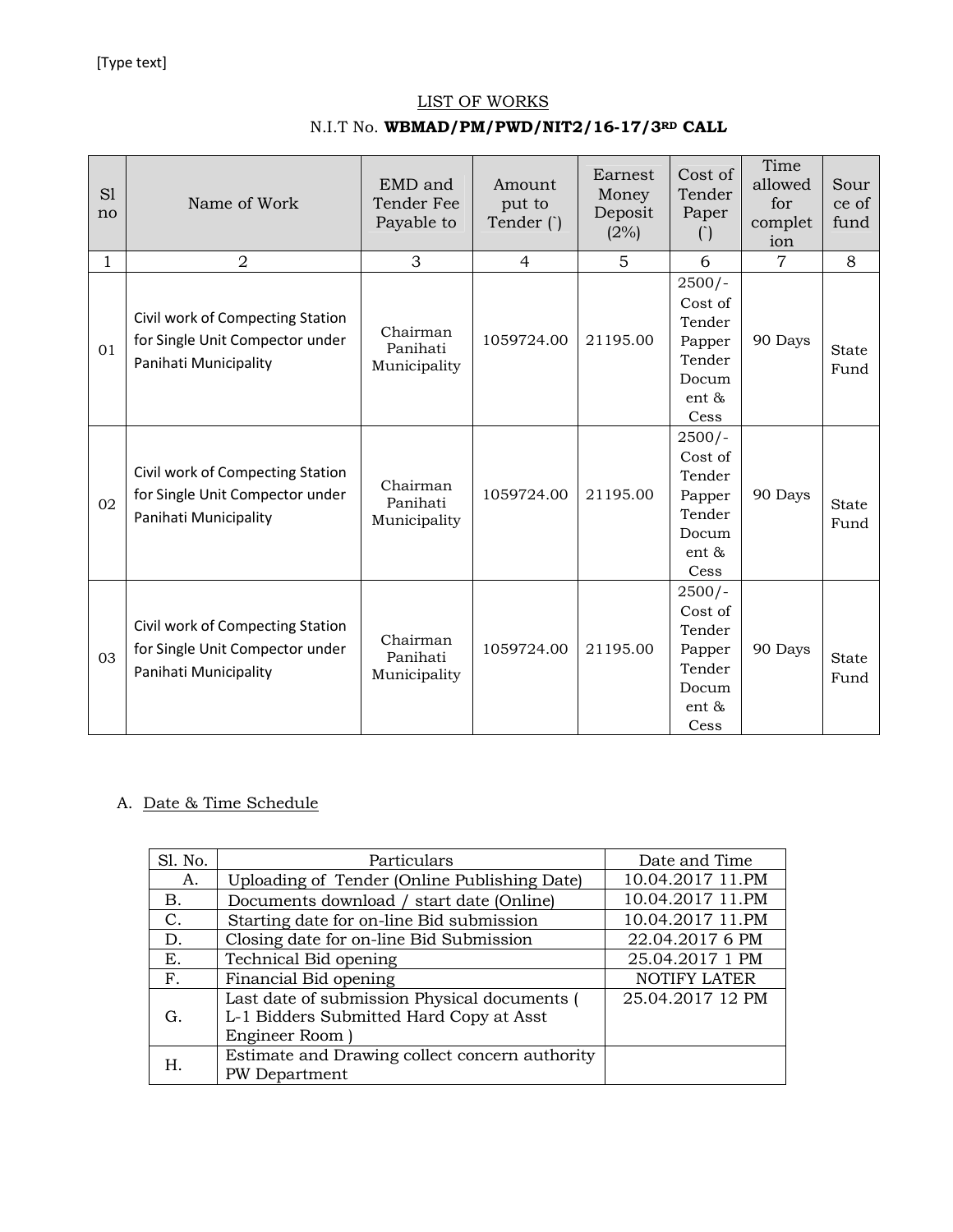[Type text]

LIST OF WORKS

N.I.T No. **WBMAD/PM/PWD/NIT2/16-17/3RD CALL**

| Sl no | Name of Work | EMD and Tender Fee Payable to | Amount put to Tender (`) | Earnest Money Deposit (2%) | Cost of Tender Paper (`) | Time allowed for completion | Source of fund |
|---|---|---|---|---|---|---|---|
| 1 | 2 | 3 | 4 | 5 | 6 | 7 | 8 |
| 01 | Civil work of Compecting Station for Single Unit Compector under Panihati Municipality | Chairman Panihati Municipality | 1059724.00 | 21195.00 | 2500/- Cost of Tender Papper Tender Document & Cess | 90 Days | State Fund |
| 02 | Civil work of Compecting Station for Single Unit Compector under Panihati Municipality | Chairman Panihati Municipality | 1059724.00 | 21195.00 | 2500/- Cost of Tender Papper Tender Document & Cess | 90 Days | State Fund |
| 03 | Civil work of Compecting Station for Single Unit Compector under Panihati Municipality | Chairman Panihati Municipality | 1059724.00 | 21195.00 | 2500/- Cost of Tender Papper Tender Document & Cess | 90 Days | State Fund |

A. Date & Time Schedule

| Sl. No. | Particulars | Date and Time |
|---|---|---|
| A. | Uploading of Tender (Online Publishing Date) | 10.04.2017 11.PM |
| B. | Documents download / start date (Online) | 10.04.2017 11.PM |
| C. | Starting date for on-line Bid submission | 10.04.2017 11.PM |
| D. | Closing date for on-line Bid Submission | 22.04.2017 6 PM |
| E. | Technical Bid opening | 25.04.2017 1 PM |
| F. | Financial Bid opening | NOTIFY LATER |
| G. | Last date of submission Physical documents ( L-1 Bidders Submitted Hard Copy at Asst Engineer Room ) | 25.04.2017 12 PM |
| H. | Estimate and Drawing collect concern authority PW Department | |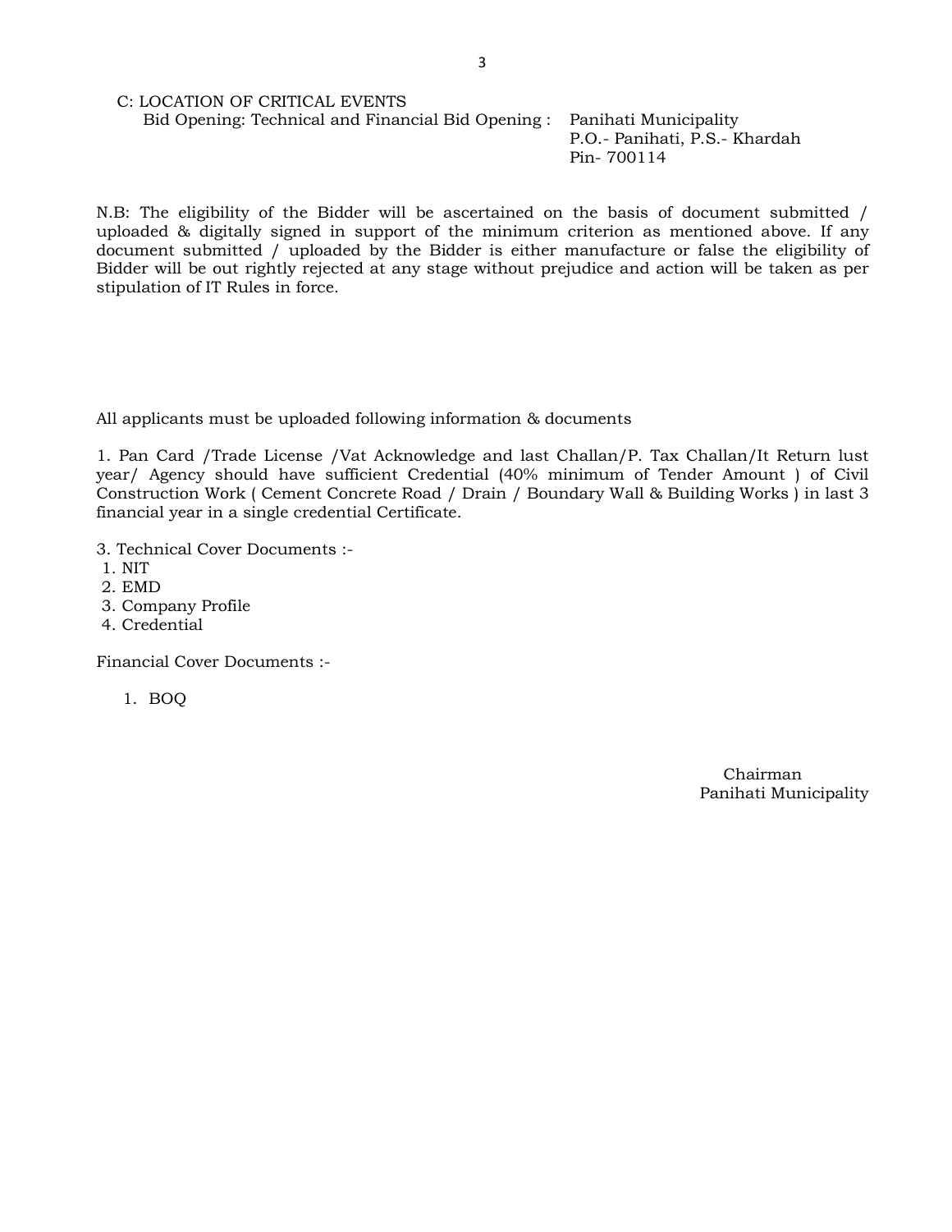C: LOCATION OF CRITICAL EVENTS

Bid Opening: Technical and Financial Bid Opening : Panihati Municipality  
P.O.- Panihati, P.S.- Khardah  
Pin- 700114

N.B: The eligibility of the Bidder will be ascertained on the basis of document submitted / uploaded & digitally signed in support of the minimum criterion as mentioned above. If any document submitted / uploaded by the Bidder is either manufacture or false the eligibility of Bidder will be out rightly rejected at any stage without prejudice and action will be taken as per stipulation of IT Rules in force.

All applicants must be uploaded following information & documents

1. Pan Card /Trade License /Vat Acknowledge and last Challan/P. Tax Challan/It Return lust year/ Agency should have sufficient Credential (40% minimum of Tender Amount ) of Civil Construction Work ( Cement Concrete Road / Drain / Boundary Wall & Building Works ) in last 3 financial year in a single credential Certificate.

3. Technical Cover Documents :-
 1. NIT
 2. EMD
 3. Company Profile
 4. Credential

Financial Cover Documents :-

1. BOQ

Chairman  
Panihati Municipality